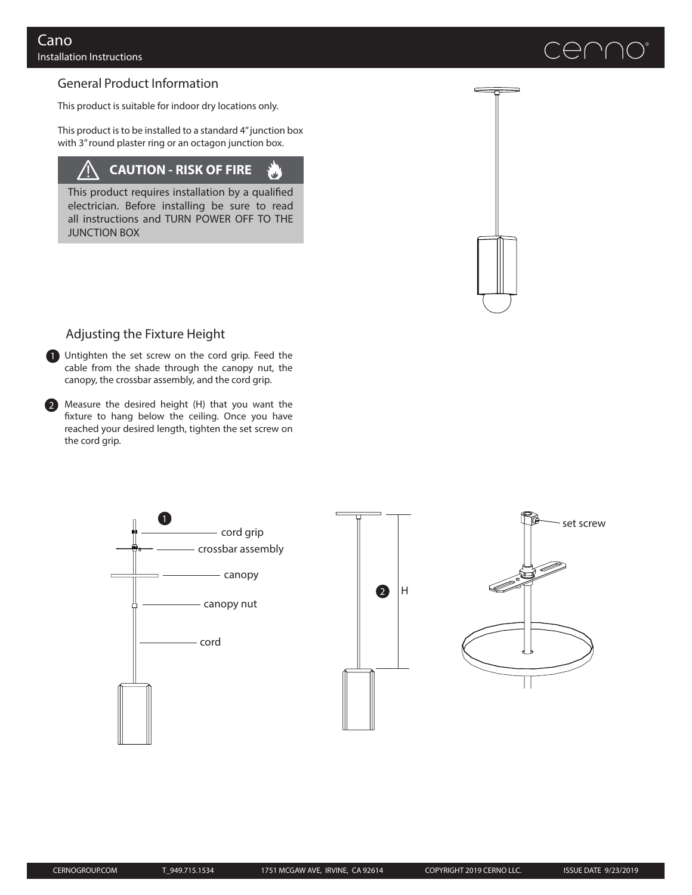# Cano

Installation Instructions

## General Product Information

This product is suitable for indoor dry locations only.

This product is to be installed to a standard 4" junction box with 3" round plaster ring or an octagon junction box.

> **CAUTION - RISK OF FIRE**
>
> This product requires installation by a qualified electrician. Before installing be sure to read all instructions and TURN POWER OFF TO THE JUNCTION BOX

## Adjusting the Fixture Height

1. Untighten the set screw on the cord grip. Feed the cable from the shade through the canopy nut, the canopy, the crossbar assembly, and the cord grip.
2. Measure the desired height (H) that you want the fixture to hang below the ceiling. Once you have reached your desired length, tighten the set screw on the cord grip.

1 — cord grip, crossbar assembly, canopy, canopy nut, cord

2 — H

set screw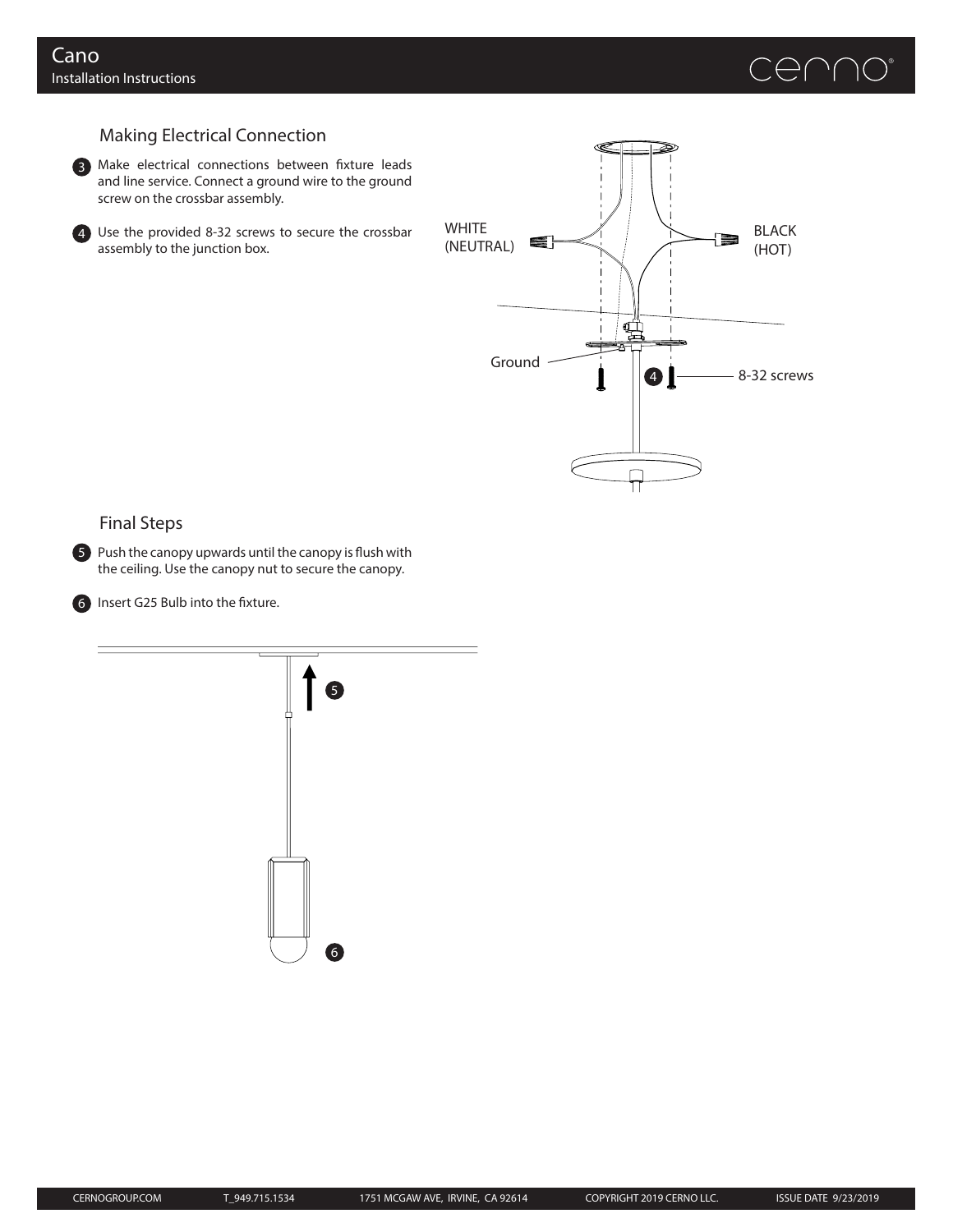## Making Electrical Connection

3. Make electrical connections between fixture leads and line service. Connect a ground wire to the ground screw on the crossbar assembly.

4. Use the provided 8-32 screws to secure the crossbar assembly to the junction box.

WHITE (NEUTRAL)

BLACK (HOT)

Ground

4

8-32 screws

## Final Steps

5. Push the canopy upwards until the canopy is flush with the ceiling. Use the canopy nut to secure the canopy.

6. Insert G25 Bulb into the fixture.

5

6